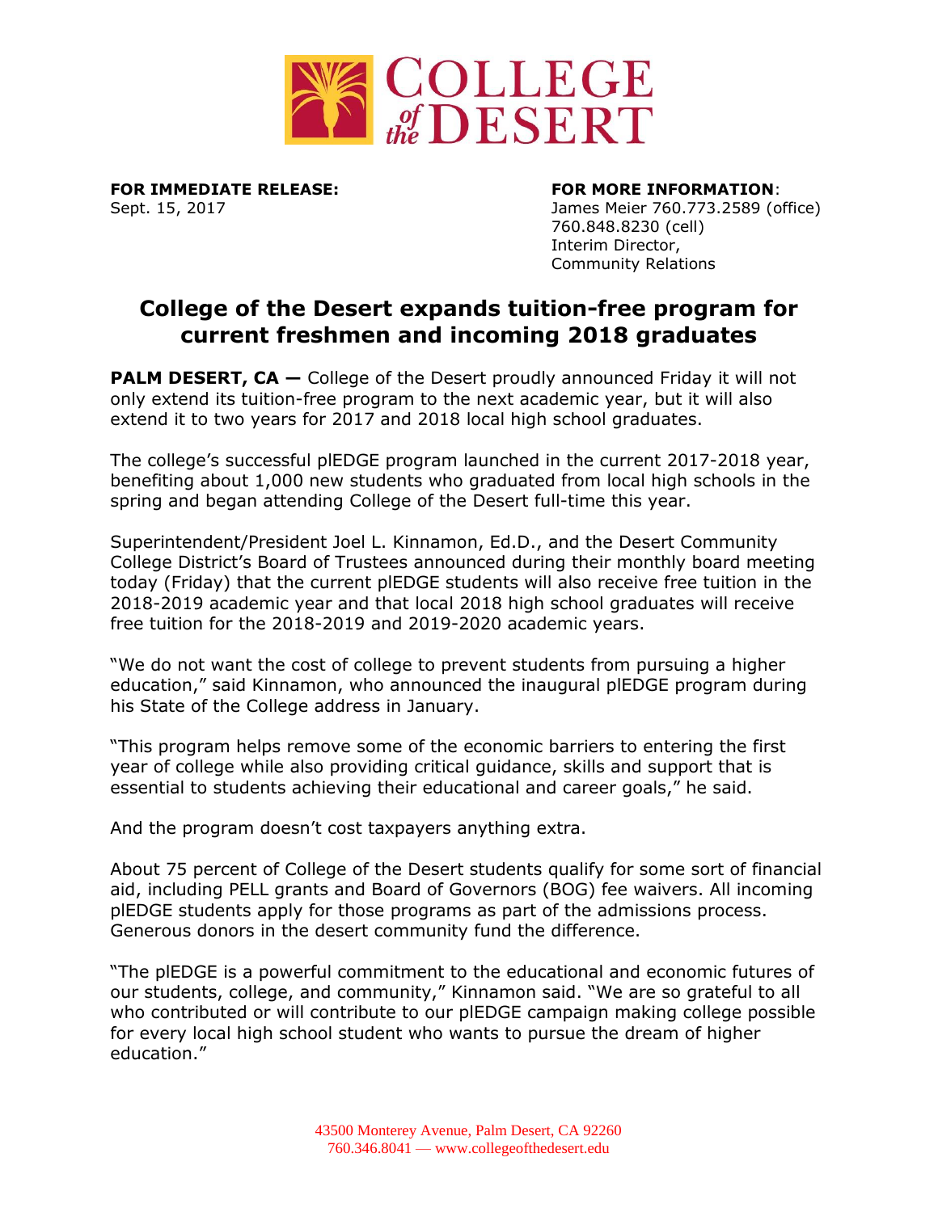**FOR IMMEDIATE RELEASE:**
Sept. 15, 2017

**FOR MORE INFORMATION**:
James Meier 760.773.2589 (office)
760.848.8230 (cell)
Interim Director,
Community Relations

# College of the Desert expands tuition-free program for current freshmen and incoming 2018 graduates

**PALM DESERT, CA —** College of the Desert proudly announced Friday it will not only extend its tuition-free program to the next academic year, but it will also extend it to two years for 2017 and 2018 local high school graduates.

The college's successful plEDGE program launched in the current 2017-2018 year, benefiting about 1,000 new students who graduated from local high schools in the spring and began attending College of the Desert full-time this year.

Superintendent/President Joel L. Kinnamon, Ed.D., and the Desert Community College District's Board of Trustees announced during their monthly board meeting today (Friday) that the current plEDGE students will also receive free tuition in the 2018-2019 academic year and that local 2018 high school graduates will receive free tuition for the 2018-2019 and 2019-2020 academic years.

"We do not want the cost of college to prevent students from pursuing a higher education," said Kinnamon, who announced the inaugural plEDGE program during his State of the College address in January.

"This program helps remove some of the economic barriers to entering the first year of college while also providing critical guidance, skills and support that is essential to students achieving their educational and career goals," he said.

And the program doesn't cost taxpayers anything extra.

About 75 percent of College of the Desert students qualify for some sort of financial aid, including PELL grants and Board of Governors (BOG) fee waivers. All incoming plEDGE students apply for those programs as part of the admissions process. Generous donors in the desert community fund the difference.

"The plEDGE is a powerful commitment to the educational and economic futures of our students, college, and community," Kinnamon said. "We are so grateful to all who contributed or will contribute to our plEDGE campaign making college possible for every local high school student who wants to pursue the dream of higher education."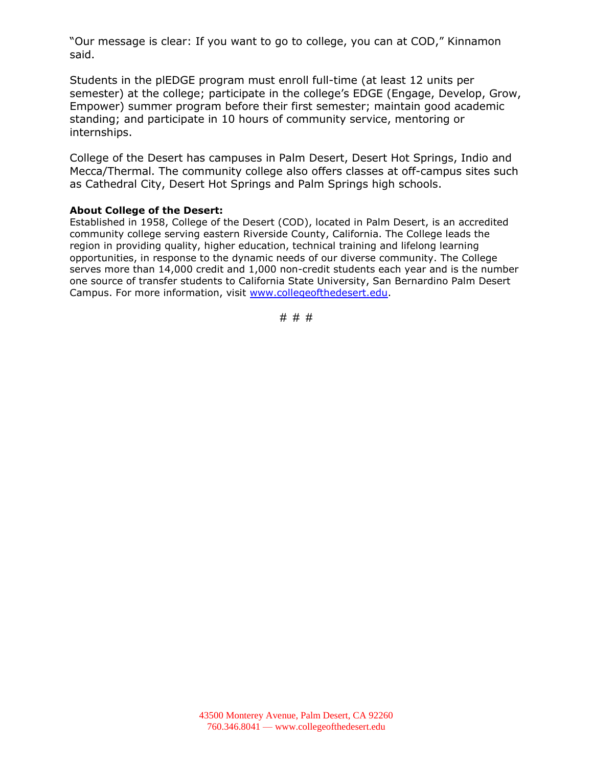"Our message is clear: If you want to go to college, you can at COD," Kinnamon said.

Students in the plEDGE program must enroll full-time (at least 12 units per semester) at the college; participate in the college's EDGE (Engage, Develop, Grow, Empower) summer program before their first semester; maintain good academic standing; and participate in 10 hours of community service, mentoring or internships.

College of the Desert has campuses in Palm Desert, Desert Hot Springs, Indio and Mecca/Thermal. The community college also offers classes at off-campus sites such as Cathedral City, Desert Hot Springs and Palm Springs high schools.

**About College of the Desert:**
Established in 1958, College of the Desert (COD), located in Palm Desert, is an accredited community college serving eastern Riverside County, California. The College leads the region in providing quality, higher education, technical training and lifelong learning opportunities, in response to the dynamic needs of our diverse community. The College serves more than 14,000 credit and 1,000 non-credit students each year and is the number one source of transfer students to California State University, San Bernardino Palm Desert Campus. For more information, visit www.collegeofthedesert.edu.

# # #

43500 Monterey Avenue, Palm Desert, CA 92260
760.346.8041 — www.collegeofthedesert.edu